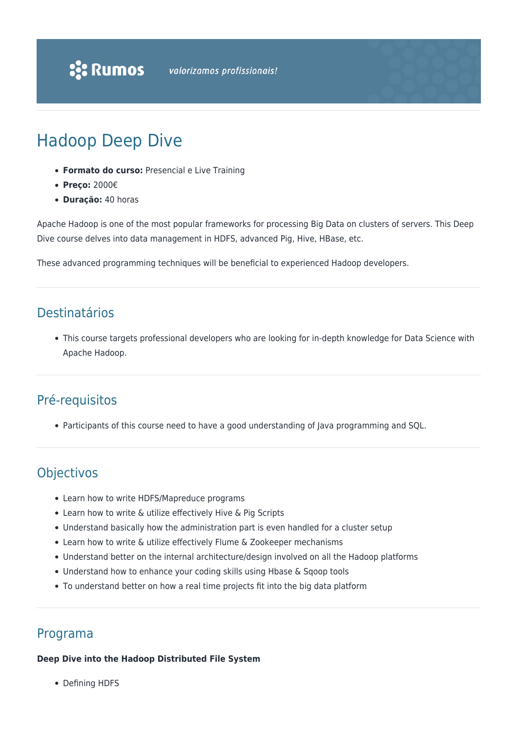# Hadoop Deep Dive

- **Formato do curso:** Presencial e Live Training
- **Preço:** 2000€
- **Duração:** 40 horas

Apache Hadoop is one of the most popular frameworks for processing Big Data on clusters of servers. This Deep Dive course delves into data management in HDFS, advanced Pig, Hive, HBase, etc.

These advanced programming techniques will be beneficial to experienced Hadoop developers.

## Destinatários

- This course targets professional developers who are looking for in-depth knowledge for Data Science with Apache Hadoop.

## Pré-requisitos

- Participants of this course need to have a good understanding of Java programming and SQL.

## Objectivos

- Learn how to write HDFS/Mapreduce programs
- Learn how to write & utilize effectively Hive & Pig Scripts
- Understand basically how the administration part is even handled for a cluster setup
- Learn how to write & utilize effectively Flume & Zookeeper mechanisms
- Understand better on the internal architecture/design involved on all the Hadoop platforms
- Understand how to enhance your coding skills using Hbase & Sqoop tools
- To understand better on how a real time projects fit into the big data platform

## Programa

**Deep Dive into the Hadoop Distributed File System**

- Defining HDFS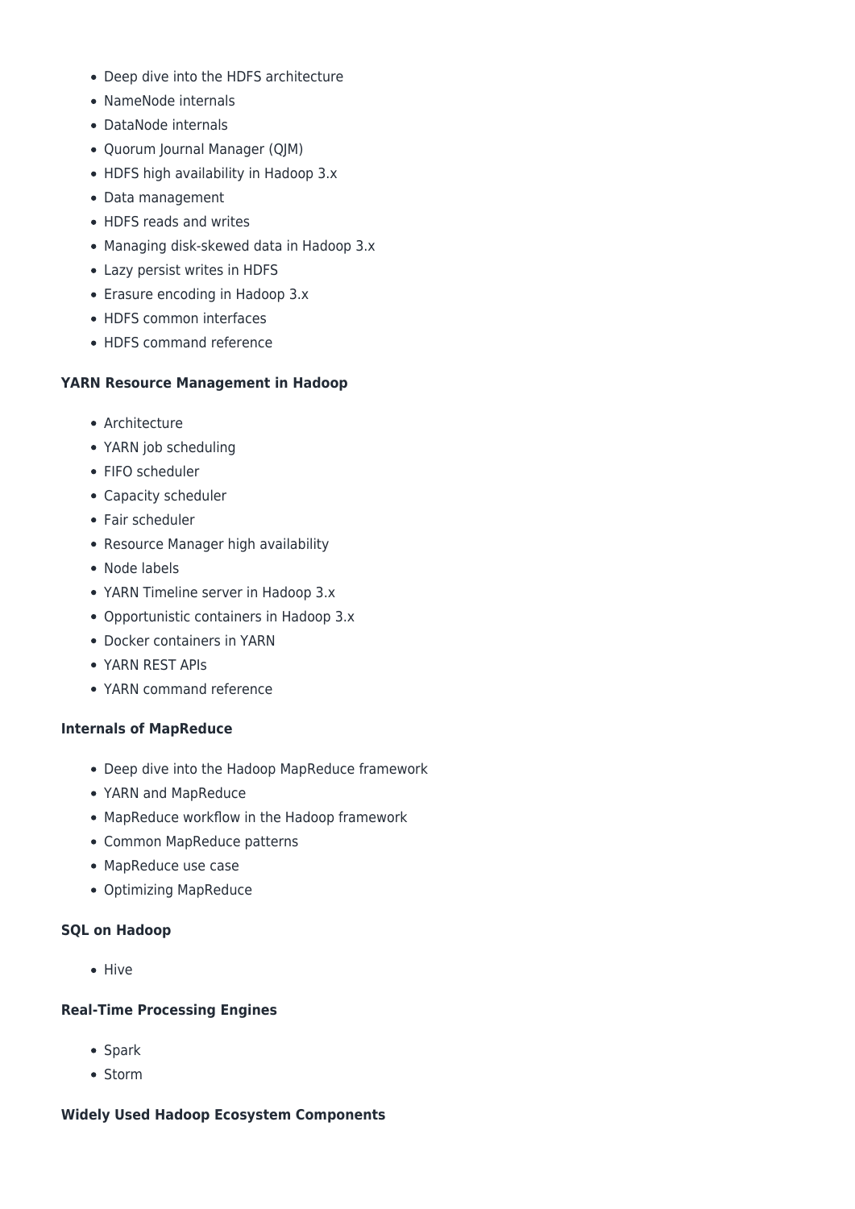- Deep dive into the HDFS architecture
- NameNode internals
- DataNode internals
- Quorum Journal Manager (QJM)
- HDFS high availability in Hadoop 3.x
- Data management
- HDFS reads and writes
- Managing disk-skewed data in Hadoop 3.x
- Lazy persist writes in HDFS
- Erasure encoding in Hadoop 3.x
- HDFS common interfaces
- HDFS command reference

**YARN Resource Management in Hadoop**

- Architecture
- YARN job scheduling
- FIFO scheduler
- Capacity scheduler
- Fair scheduler
- Resource Manager high availability
- Node labels
- YARN Timeline server in Hadoop 3.x
- Opportunistic containers in Hadoop 3.x
- Docker containers in YARN
- YARN REST APIs
- YARN command reference

**Internals of MapReduce**

- Deep dive into the Hadoop MapReduce framework
- YARN and MapReduce
- MapReduce workflow in the Hadoop framework
- Common MapReduce patterns
- MapReduce use case
- Optimizing MapReduce

**SQL on Hadoop**

- Hive

**Real-Time Processing Engines**

- Spark
- Storm

**Widely Used Hadoop Ecosystem Components**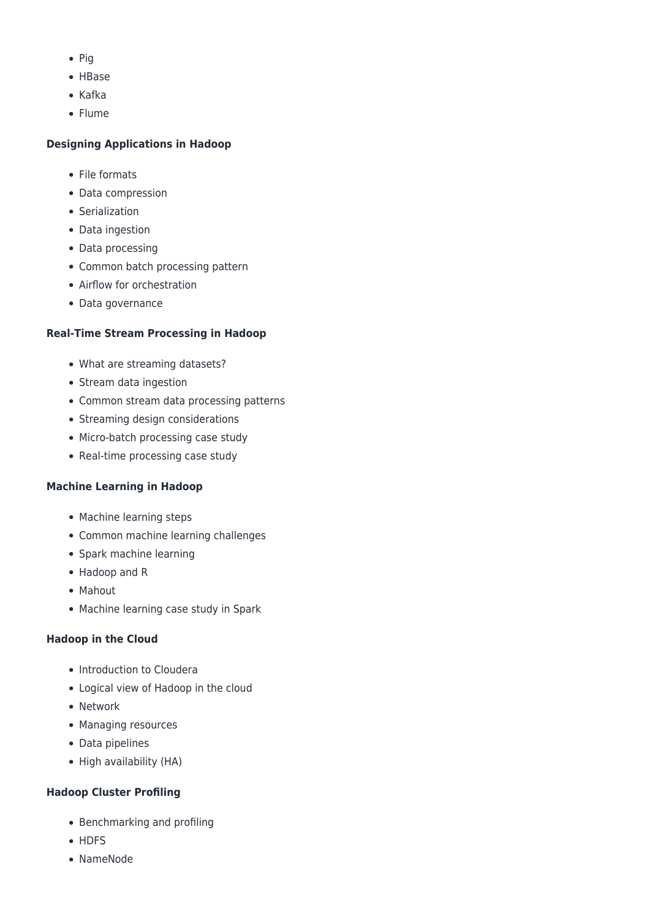- Pig
- HBase
- Kafka
- Flume

**Designing Applications in Hadoop**

- File formats
- Data compression
- Serialization
- Data ingestion
- Data processing
- Common batch processing pattern
- Airflow for orchestration
- Data governance

**Real-Time Stream Processing in Hadoop**

- What are streaming datasets?
- Stream data ingestion
- Common stream data processing patterns
- Streaming design considerations
- Micro-batch processing case study
- Real-time processing case study

**Machine Learning in Hadoop**

- Machine learning steps
- Common machine learning challenges
- Spark machine learning
- Hadoop and R
- Mahout
- Machine learning case study in Spark

**Hadoop in the Cloud**

- Introduction to Cloudera
- Logical view of Hadoop in the cloud
- Network
- Managing resources
- Data pipelines
- High availability (HA)

**Hadoop Cluster Profiling**

- Benchmarking and profiling
- HDFS
- NameNode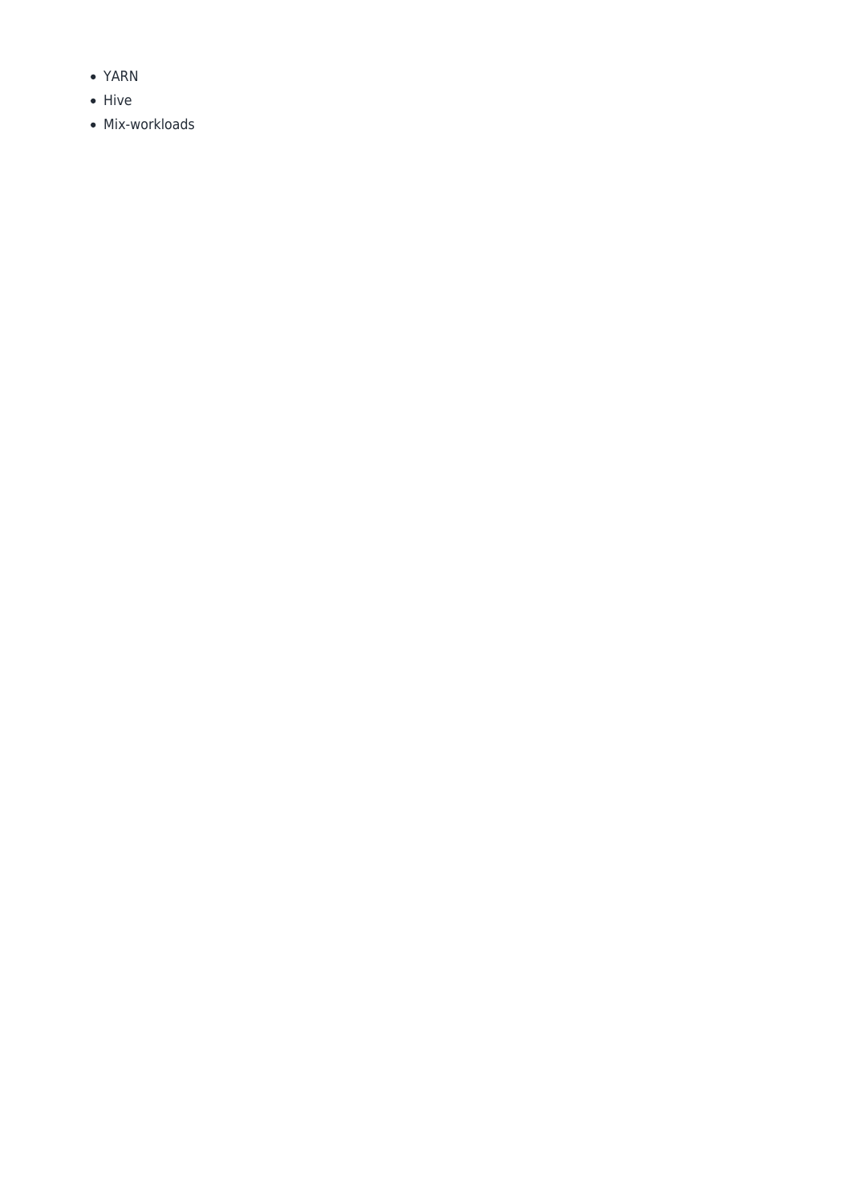- YARN
- Hive
- Mix-workloads